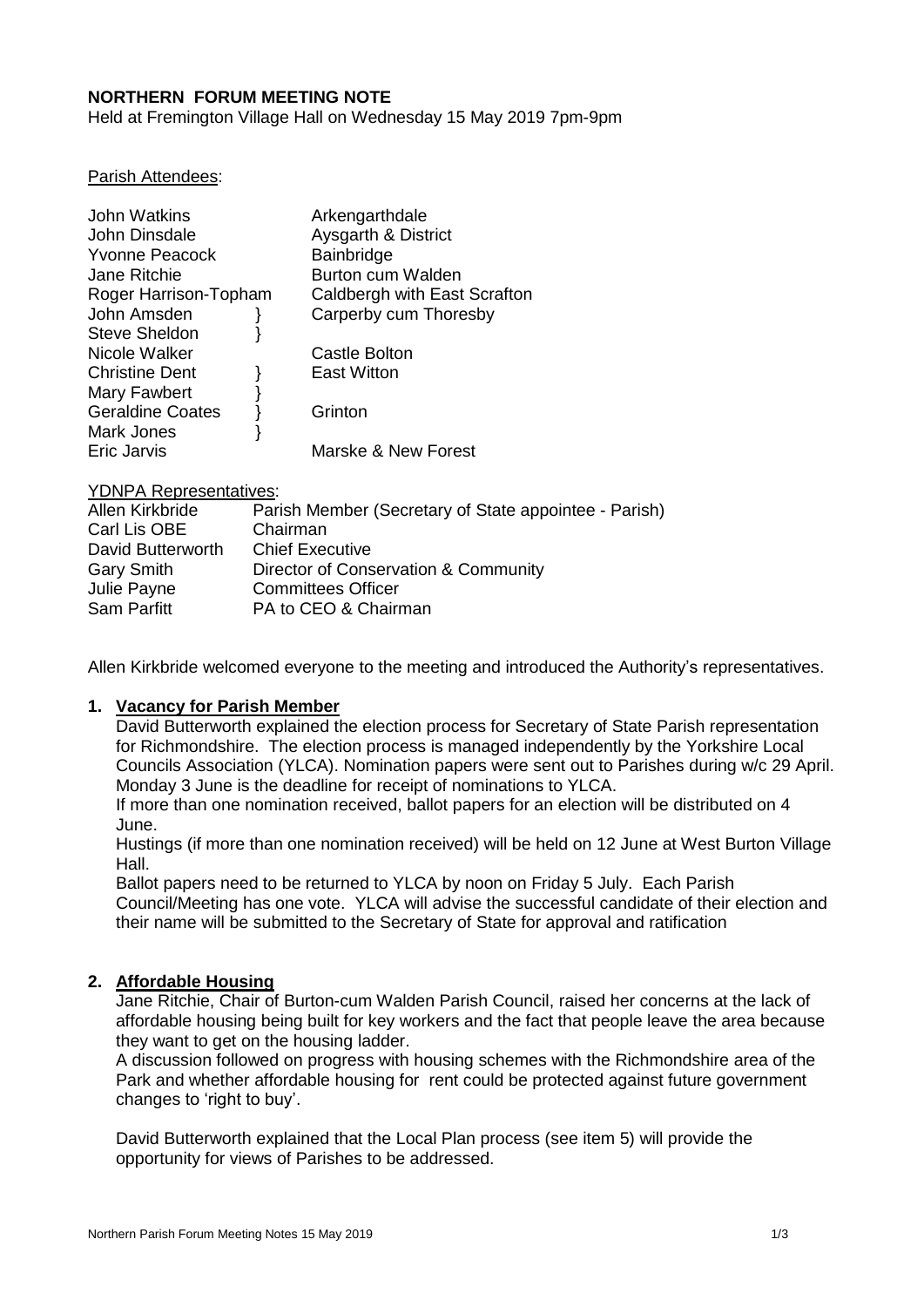**NORTHERN FORUM MEETING NOTE**

Held at Fremington Village Hall on Wednesday 15 May 2019 7pm-9pm

Parish Attendees:

| Name | Parish |
|---|---|
| John Watkins | Arkengarthdale |
| John Dinsdale | Aysgarth & District |
| Yvonne Peacock | Bainbridge |
| Jane Ritchie | Burton cum Walden |
| Roger Harrison-Topham | Caldbergh with East Scrafton |
| John Amsden } | Carperby cum Thoresby |
| Steve Sheldon } | |
| Nicole Walker | Castle Bolton |
| Christine Dent } | East Witton |
| Mary Fawbert } | |
| Geraldine Coates } | Grinton |
| Mark Jones } | |
| Eric Jarvis | Marske & New Forest |

YDNPA Representatives:

| Name | Role |
|---|---|
| Allen Kirkbride | Parish Member (Secretary of State appointee - Parish) |
| Carl Lis OBE | Chairman |
| David Butterworth | Chief Executive |
| Gary Smith | Director of Conservation & Community |
| Julie Payne | Committees Officer |
| Sam Parfitt | PA to CEO & Chairman |

Allen Kirkbride welcomed everyone to the meeting and introduced the Authority's representatives.

**1. Vacancy for Parish Member**

David Butterworth explained the election process for Secretary of State Parish representation for Richmondshire. The election process is managed independently by the Yorkshire Local Councils Association (YLCA). Nomination papers were sent out to Parishes during w/c 29 April. Monday 3 June is the deadline for receipt of nominations to YLCA.

If more than one nomination received, ballot papers for an election will be distributed on 4 June.

Hustings (if more than one nomination received) will be held on 12 June at West Burton Village Hall.

Ballot papers need to be returned to YLCA by noon on Friday 5 July. Each Parish Council/Meeting has one vote. YLCA will advise the successful candidate of their election and their name will be submitted to the Secretary of State for approval and ratification

**2. Affordable Housing**

Jane Ritchie, Chair of Burton-cum Walden Parish Council, raised her concerns at the lack of affordable housing being built for key workers and the fact that people leave the area because they want to get on the housing ladder.

A discussion followed on progress with housing schemes with the Richmondshire area of the Park and whether affordable housing for rent could be protected against future government changes to 'right to buy'.

David Butterworth explained that the Local Plan process (see item 5) will provide the opportunity for views of Parishes to be addressed.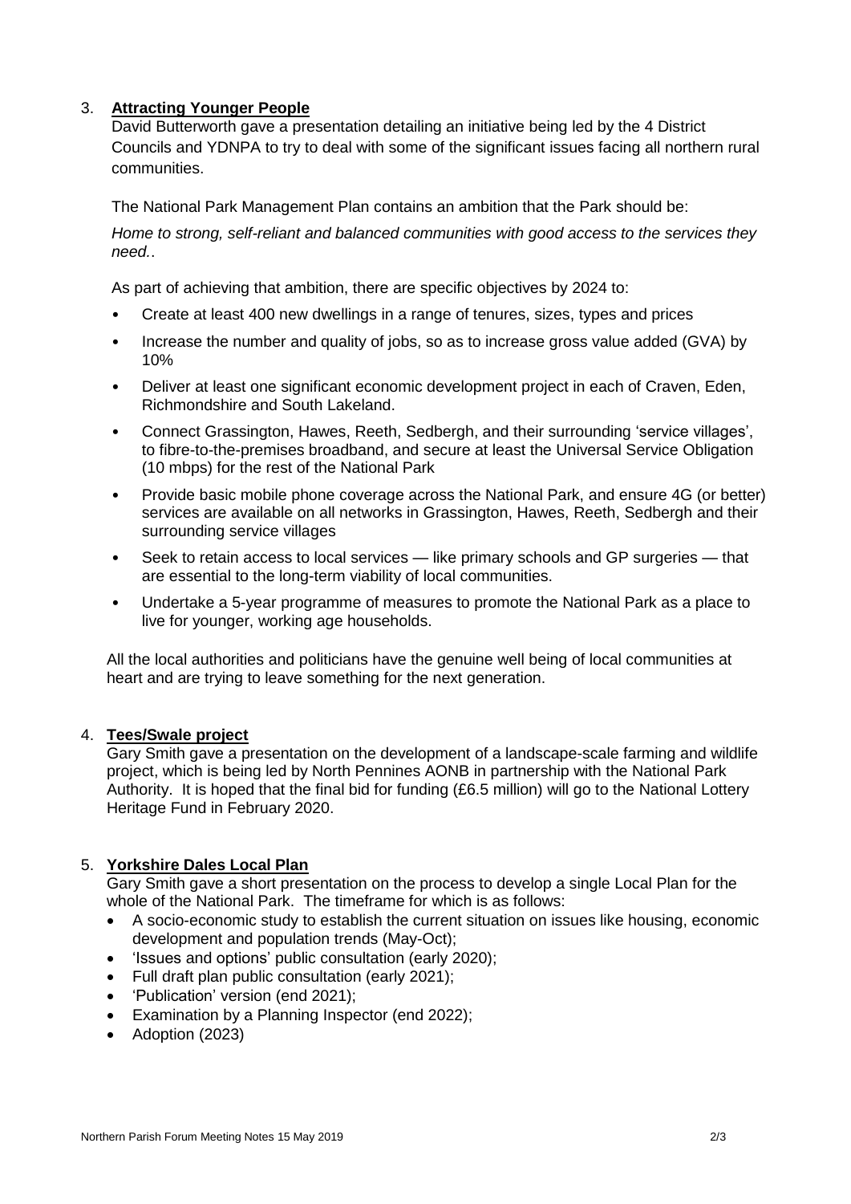3. **Attracting Younger People**

David Butterworth gave a presentation detailing an initiative being led by the 4 District Councils and YDNPA to try to deal with some of the significant issues facing all northern rural communities.

The National Park Management Plan contains an ambition that the Park should be:

*Home to strong, self-reliant and balanced communities with good access to the services they need.*.

As part of achieving that ambition, there are specific objectives by 2024 to:

- Create at least 400 new dwellings in a range of tenures, sizes, types and prices
- Increase the number and quality of jobs, so as to increase gross value added (GVA) by 10%
- Deliver at least one significant economic development project in each of Craven, Eden, Richmondshire and South Lakeland.
- Connect Grassington, Hawes, Reeth, Sedbergh, and their surrounding 'service villages', to fibre-to-the-premises broadband, and secure at least the Universal Service Obligation (10 mbps) for the rest of the National Park
- Provide basic mobile phone coverage across the National Park, and ensure 4G (or better) services are available on all networks in Grassington, Hawes, Reeth, Sedbergh and their surrounding service villages
- Seek to retain access to local services — like primary schools and GP surgeries — that are essential to the long-term viability of local communities.
- Undertake a 5-year programme of measures to promote the National Park as a place to live for younger, working age households.

All the local authorities and politicians have the genuine well being of local communities at heart and are trying to leave something for the next generation.

4. **Tees/Swale project**

Gary Smith gave a presentation on the development of a landscape-scale farming and wildlife project, which is being led by North Pennines AONB in partnership with the National Park Authority. It is hoped that the final bid for funding (£6.5 million) will go to the National Lottery Heritage Fund in February 2020.

5. **Yorkshire Dales Local Plan**

Gary Smith gave a short presentation on the process to develop a single Local Plan for the whole of the National Park. The timeframe for which is as follows:

- A socio-economic study to establish the current situation on issues like housing, economic development and population trends (May-Oct);
- 'Issues and options' public consultation (early 2020);
- Full draft plan public consultation (early 2021);
- 'Publication' version (end 2021);
- Examination by a Planning Inspector (end 2022);
- Adoption (2023)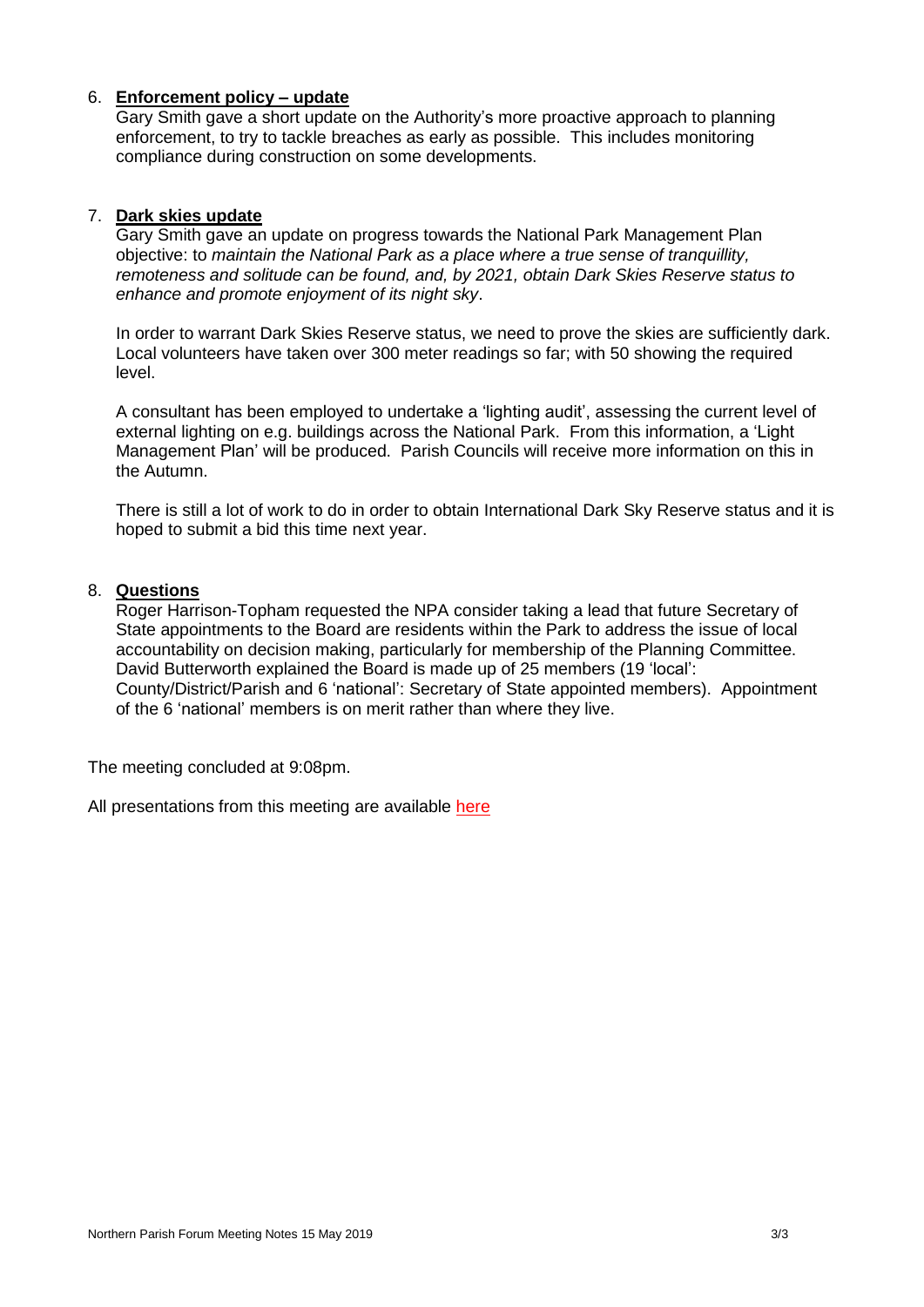6. **Enforcement policy – update**

   Gary Smith gave a short update on the Authority's more proactive approach to planning enforcement, to try to tackle breaches as early as possible. This includes monitoring compliance during construction on some developments.

7. **Dark skies update**

   Gary Smith gave an update on progress towards the National Park Management Plan objective: to *maintain the National Park as a place where a true sense of tranquillity, remoteness and solitude can be found, and, by 2021, obtain Dark Skies Reserve status to enhance and promote enjoyment of its night sky*.

   In order to warrant Dark Skies Reserve status, we need to prove the skies are sufficiently dark. Local volunteers have taken over 300 meter readings so far; with 50 showing the required level.

   A consultant has been employed to undertake a 'lighting audit', assessing the current level of external lighting on e.g. buildings across the National Park. From this information, a 'Light Management Plan' will be produced. Parish Councils will receive more information on this in the Autumn.

   There is still a lot of work to do in order to obtain International Dark Sky Reserve status and it is hoped to submit a bid this time next year.

8. **Questions**

   Roger Harrison-Topham requested the NPA consider taking a lead that future Secretary of State appointments to the Board are residents within the Park to address the issue of local accountability on decision making, particularly for membership of the Planning Committee. David Butterworth explained the Board is made up of 25 members (19 'local': County/District/Parish and 6 'national': Secretary of State appointed members). Appointment of the 6 'national' members is on merit rather than where they live.

The meeting concluded at 9:08pm.

All presentations from this meeting are available here